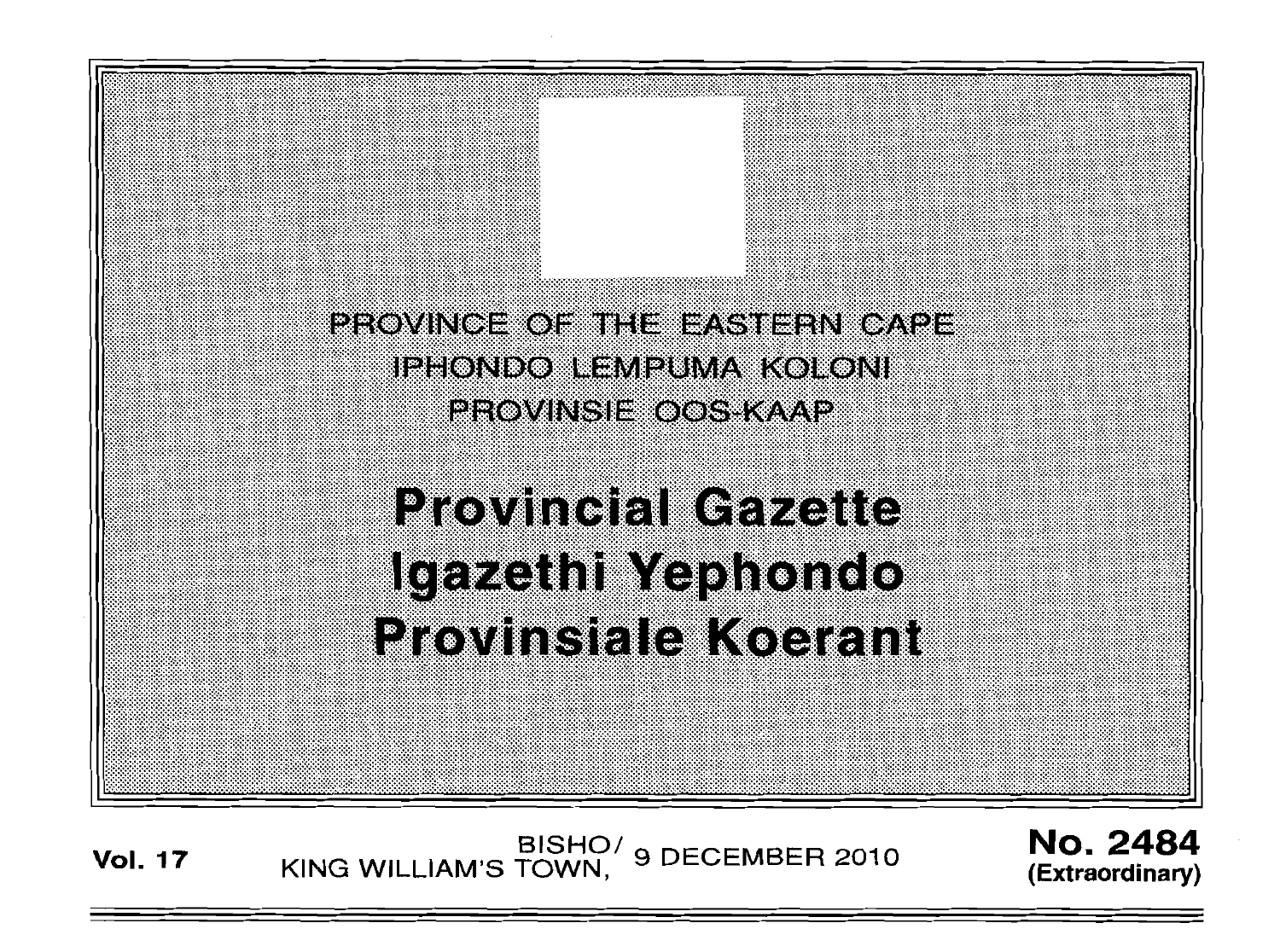PROVINCE OF THE EASTERN CAPE
IPHONDO LEMPUMA KOLONI
PROVINSIE OOS-KAAP

# Provincial Gazette
# Igazethi Yephondo
# Provinsiale Koerant

**Vol. 17** BISHO/ KING WILLIAM'S TOWN, 9 DECEMBER 2010 **No. 2484 (Extraordinary)**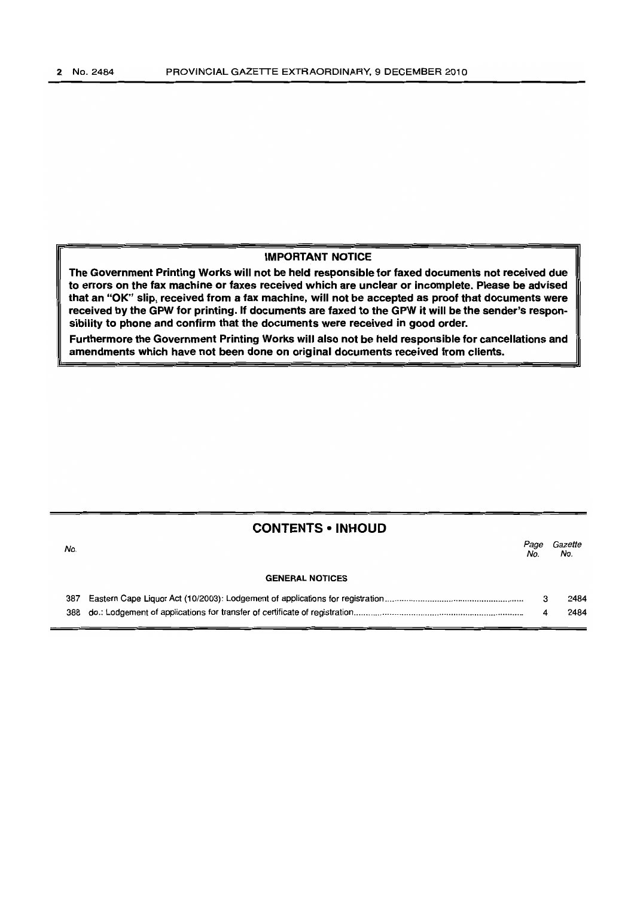**IMPORTANT NOTICE**

**The Government Printing Works will not be held responsible for faxed documents not received due to errors on the fax machine or faxes received which are unclear or incomplete. Please be advised that an "OK" slip, received from a fax machine, will not be accepted as proof that documents were received by the GPW for printing. If documents are faxed to the GPW it will be the sender's responsibility to phone and confirm that the documents were received in good order.**

**Furthermore the Government Printing Works will also not be held responsible for cancellations and amendments which have not been done on original documents received from clients.**

## CONTENTS • INHOUD

| *No.* | | *Page No.* | *Gazette No.* |
|---|---|---|---|
| | **GENERAL NOTICES** | | |
| 387 | Eastern Cape Liquor Act (10/2003): Lodgement of applications for registration | 3 | 2484 |
| 388 | do.: Lodgement of applications for transfer of certificate of registration | 4 | 2484 |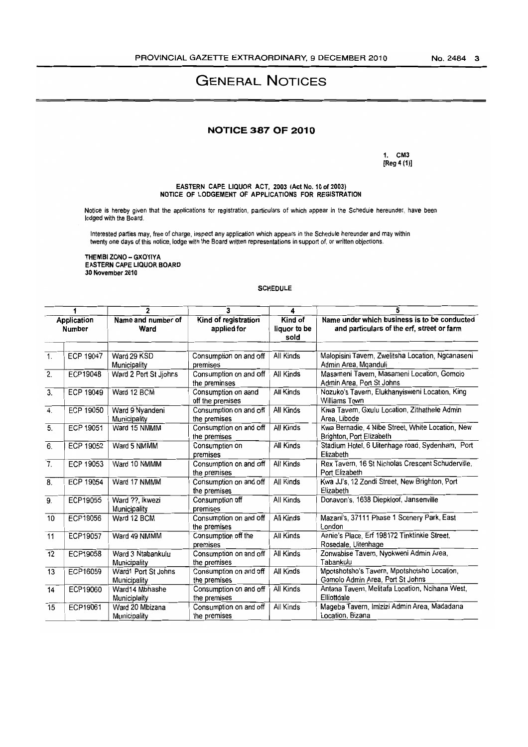# GENERAL NOTICES

## NOTICE 387 OF 2010

1. CM3
[Reg 4 (1)]

**EASTERN CAPE LIQUOR ACT, 2003 (Act No. 10 of 2003)**
**NOTICE OF LODGEMENT OF APPLICATIONS FOR REGISTRATION**

Notice is hereby given that the applications for registration, particulars of which appear in the Schedule hereunder, have been lodged with the Board.

Interested parties may, free of charge, inspect any application which appears in the Schedule hereunder and may within twenty one days of this notice, lodge with the Board written representations in support of, or written objections.

**THEMBI ZONO – GXOYIYA**
**EASTERN CAPE LIQUOR BOARD**
**30 November 2010**

**SCHEDULE**

| 1 | | 2 | 3 | 4 | 5 |
|---|---|---|---|---|---|
| Application Number | | Name and number of Ward | Kind of registration applied for | Kind of liquor to be sold | Name under which business is to be conducted and particulars of the erf, street or farm |
| 1. | ECP 19047 | Ward 29 KSD Municipality | Consumption on and off premises | All Kinds | Malopisini Tavern, Zwelitsha Location, Ngcanaseni Admin Area, Mqanduli |
| 2. | ECP19048 | Ward 2 Port St Jjohns | Consumption on and off the preminses | All Kinds | Masameni Tavern, Masameni Location, Gomolo Admin Area, Port St Johns |
| 3. | ECP 19049 | Ward 12 BCM | Consumption on aand off the premises | All Kinds | Nozuko's Tavern, Elukhanyisweni Location, King Williams Town |
| 4. | ECP 19050 | Ward 9 Nyandeni Municipality | Consumption on and off the premises | All Kinds | Kiwa Tavern, Gxulu Location, Zithathele Admin Area, Libode |
| 5. | ECP 19051 | Ward 15 NMMM | Consumption on and off the premises | All Kinds | Kwa Bernadie, 4 Nibe Street, White Location, New Brighton, Port Elizabeth |
| 6. | ECP 19052 | Ward 5 NMMM | Consumption on premises | All Kinds | Stadium Hotel, 6 Uitenhage road, Sydenham, Port Elizabeth |
| 7. | ECP 19053 | Ward 10 NMMM | Consumption on and off the premises | All Kinds | Rex Tavern, 16 St Nicholas Crescent Schuderville, Port Elizabeth |
| 8. | ECP 19054 | Ward 17 NMMM | Consumption on and off the premises | All Kinds | Kwa JJ's, 12 Zondi Street, New Brighton, Port Elizabeth |
| 9. | ECP19055 | Ward ??, Ikwezi Municipality | Consumption off premises | All Kinds | Donavon's, 1638 Diepkloof, Jansenville |
| 10 | ECP19056 | Ward 12 BCM | Consumption on and off the premises | All Kinds | Mazani's, 37111 Phase 1 Scenery Park, East London |
| 11 | ECP19057 | Ward 49 NMMM | Consumption off the premises | All Kinds | Annie's Place, Erf 198172 Tinktinkie Street, Rosedale, Uitenhage |
| 12 | ECP19058 | Ward 3 Ntabankulu Municipality | Consumption on and off the premises | All Kinds | Zonwabise Tavern, Nyokweni Admin Area, Tabankulu |
| 13 | ECP16059 | Ward1 Port St Johns Municipality | Consumption on and off the premises | All Kinds | Mpotshotsho's Tavern, Mpotshotsho Location, Gomolo Admin Area, Port St Johns |
| 14 | ECP19060 | Ward14 Mbhashe Municiplaity | Consumption on and off the premises | All Kinds | Antana Tavern, Melitafa Location, Ncihana West, Elliottdale |
| 15 | ECP19061 | Ward 20 Mbizana Municipality | Consumption on and off the premises | All Kinds | Mageba Tavern, Imizizi Admin Area, Madadana Location, Bizana |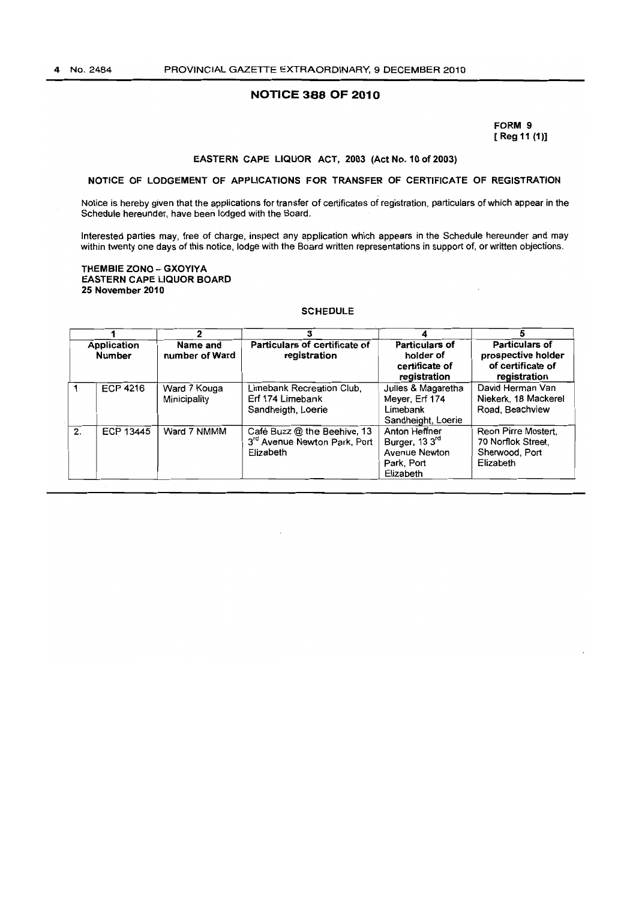## NOTICE 388 OF 2010

**FORM 9**
**[ Reg 11 (1)]**

**EASTERN CAPE LIQUOR ACT, 2003 (Act No. 10 of 2003)**

**NOTICE OF LODGEMENT OF APPLICATIONS FOR TRANSFER OF CERTIFICATE OF REGISTRATION**

Notice is hereby given that the applications for transfer of certificates of registration, particulars of which appear in the Schedule hereunder, have been lodged with the Board.

Interested parties may, free of charge, inspect any application which appears in the Schedule hereunder and may within twenty one days of this notice, lodge with the Board written representations in support of, or written objections.

**THEMBIE ZONO – GXOYIYA**
**EASTERN CAPE LIQUOR BOARD**
**25 November 2010**

**SCHEDULE**

| 1 | | 2 | 3 | 4 | 5 |
|---|---|---|---|---|---|
| **Application Number** | | **Name and number of Ward** | **Particulars of certificate of registration** | **Particulars of holder of certificate of registration** | **Particulars of prospective holder of certificate of registration** |
| 1 | ECP 4216 | Ward 7 Kouga Minicipality | Limebank Recreation Club, Erf 174 Limebank Sandheigth, Loerie | Julies & Magaretha Meyer, Erf 174 Limebank Sandheight, Loerie | David Herman Van Niekerk, 18 Mackerel Road, Beachview |
| 2. | ECP 13445 | Ward 7 NMMM | Café Buzz @ the Beehive, 13 3rd Avenue Newton Park, Port Elizabeth | Anton Heffner Burger, 13 3rd Avenue Newton Park, Port Elizabeth | Reon Pirre Mostert, 70 Norflok Street, Sherwood, Port Elizabeth |